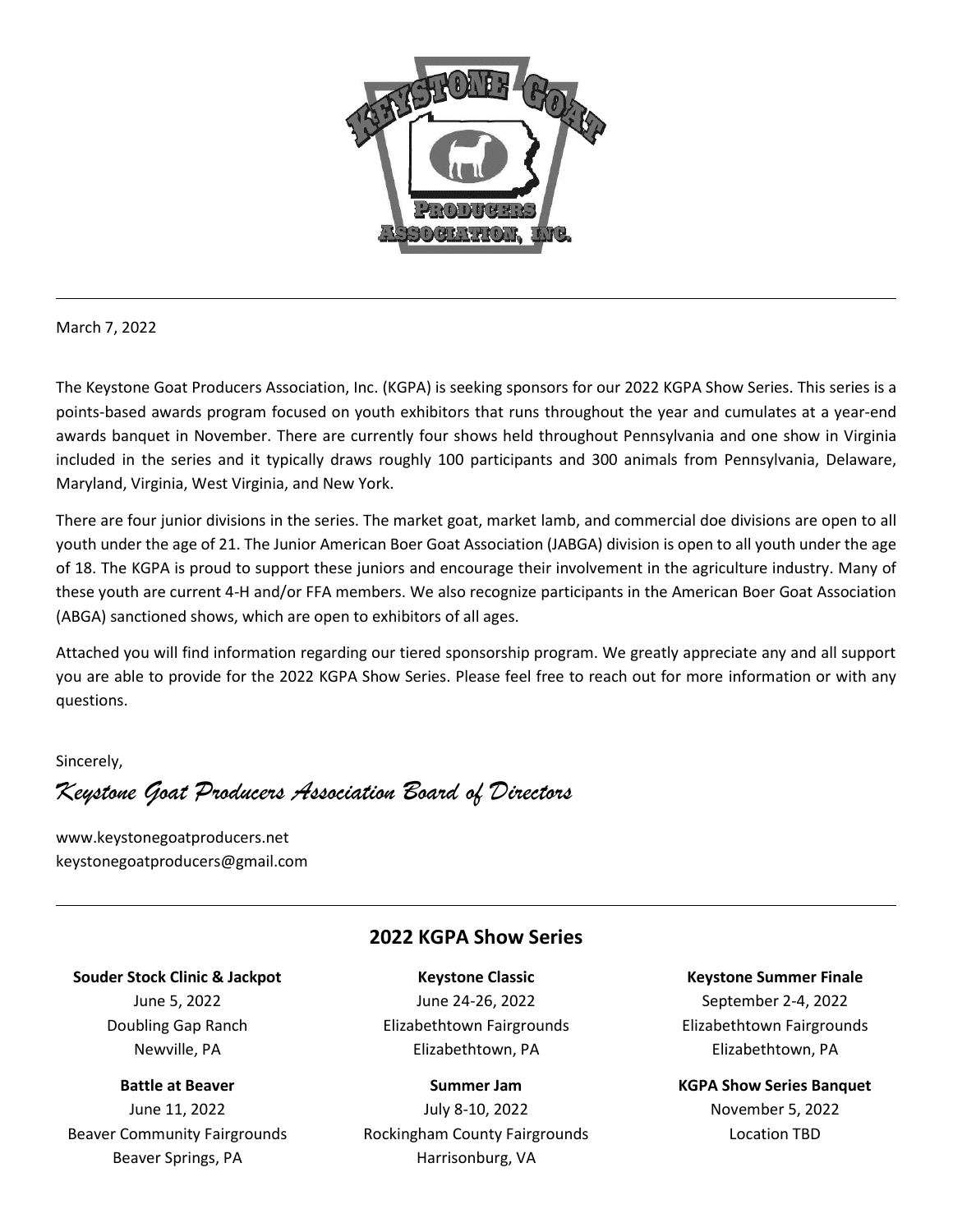March 7, 2022

The Keystone Goat Producers Association, Inc. (KGPA) is seeking sponsors for our 2022 KGPA Show Series. This series is a points-based awards program focused on youth exhibitors that runs throughout the year and cumulates at a year-end awards banquet in November. There are currently four shows held throughout Pennsylvania and one show in Virginia included in the series and it typically draws roughly 100 participants and 300 animals from Pennsylvania, Delaware, Maryland, Virginia, West Virginia, and New York.

There are four junior divisions in the series. The market goat, market lamb, and commercial doe divisions are open to all youth under the age of 21. The Junior American Boer Goat Association (JABGA) division is open to all youth under the age of 18. The KGPA is proud to support these juniors and encourage their involvement in the agriculture industry. Many of these youth are current 4-H and/or FFA members. We also recognize participants in the American Boer Goat Association (ABGA) sanctioned shows, which are open to exhibitors of all ages.

Attached you will find information regarding our tiered sponsorship program. We greatly appreciate any and all support you are able to provide for the 2022 KGPA Show Series. Please feel free to reach out for more information or with any questions.

Sincerely,

*Keystone Goat Producers Association Board of Directors*

www.keystonegoatproducers.net
keystonegoatproducers@gmail.com

## 2022 KGPA Show Series

**Souder Stock Clinic & Jackpot**
June 5, 2022
Doubling Gap Ranch
Newville, PA

**Battle at Beaver**
June 11, 2022
Beaver Community Fairgrounds
Beaver Springs, PA

**Keystone Classic**
June 24-26, 2022
Elizabethtown Fairgrounds
Elizabethtown, PA

**Summer Jam**
July 8-10, 2022
Rockingham County Fairgrounds
Harrisonburg, VA

**Keystone Summer Finale**
September 2-4, 2022
Elizabethtown Fairgrounds
Elizabethtown, PA

**KGPA Show Series Banquet**
November 5, 2022
Location TBD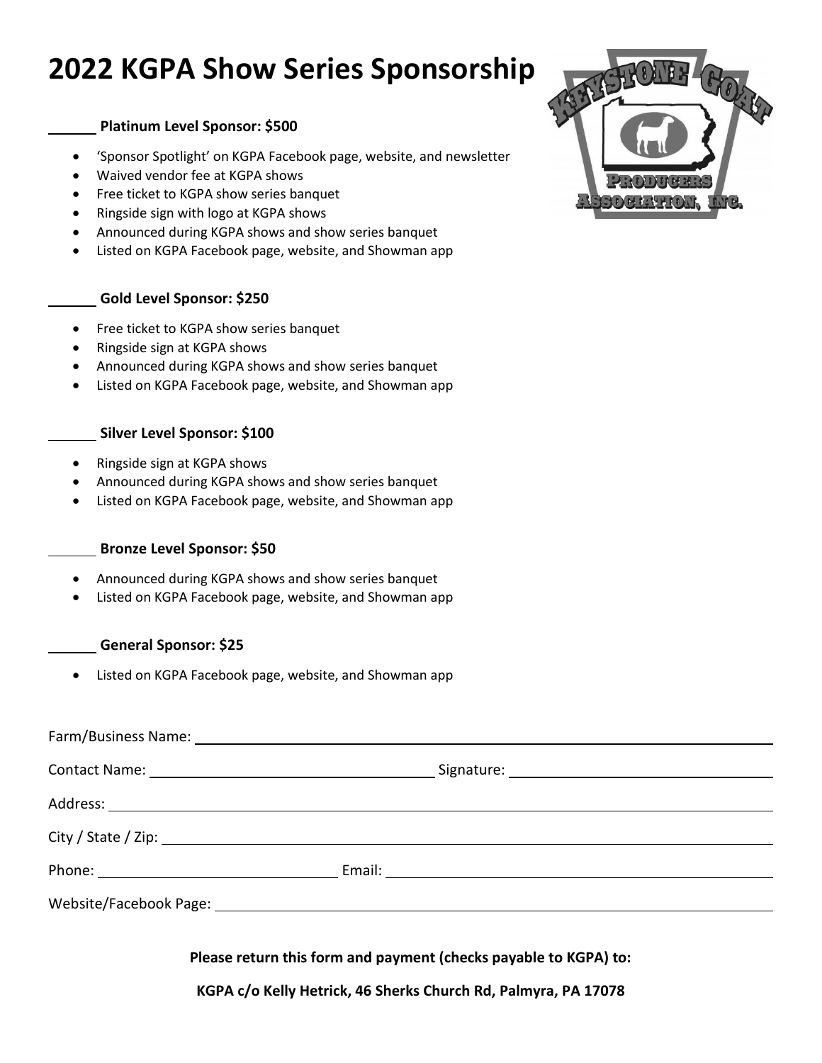# 2022 KGPA Show Series Sponsorship

______ **Platinum Level Sponsor: $500**

- 'Sponsor Spotlight' on KGPA Facebook page, website, and newsletter
- Waived vendor fee at KGPA shows
- Free ticket to KGPA show series banquet
- Ringside sign with logo at KGPA shows
- Announced during KGPA shows and show series banquet
- Listed on KGPA Facebook page, website, and Showman app

______ **Gold Level Sponsor: $250**

- Free ticket to KGPA show series banquet
- Ringside sign at KGPA shows
- Announced during KGPA shows and show series banquet
- Listed on KGPA Facebook page, website, and Showman app

______ **Silver Level Sponsor: $100**

- Ringside sign at KGPA shows
- Announced during KGPA shows and show series banquet
- Listed on KGPA Facebook page, website, and Showman app

______ **Bronze Level Sponsor: $50**

- Announced during KGPA shows and show series banquet
- Listed on KGPA Facebook page, website, and Showman app

______ **General Sponsor: $25**

- Listed on KGPA Facebook page, website, and Showman app

Farm/Business Name: ______________________________________________

Contact Name: ______________________ Signature: ______________________

Address: ______________________________________________

City / State / Zip: ______________________________________________

Phone: ____________________ Email: ______________________________

Website/Facebook Page: ______________________________________________

**Please return this form and payment (checks payable to KGPA) to:**

**KGPA c/o Kelly Hetrick, 46 Sherks Church Rd, Palmyra, PA 17078**